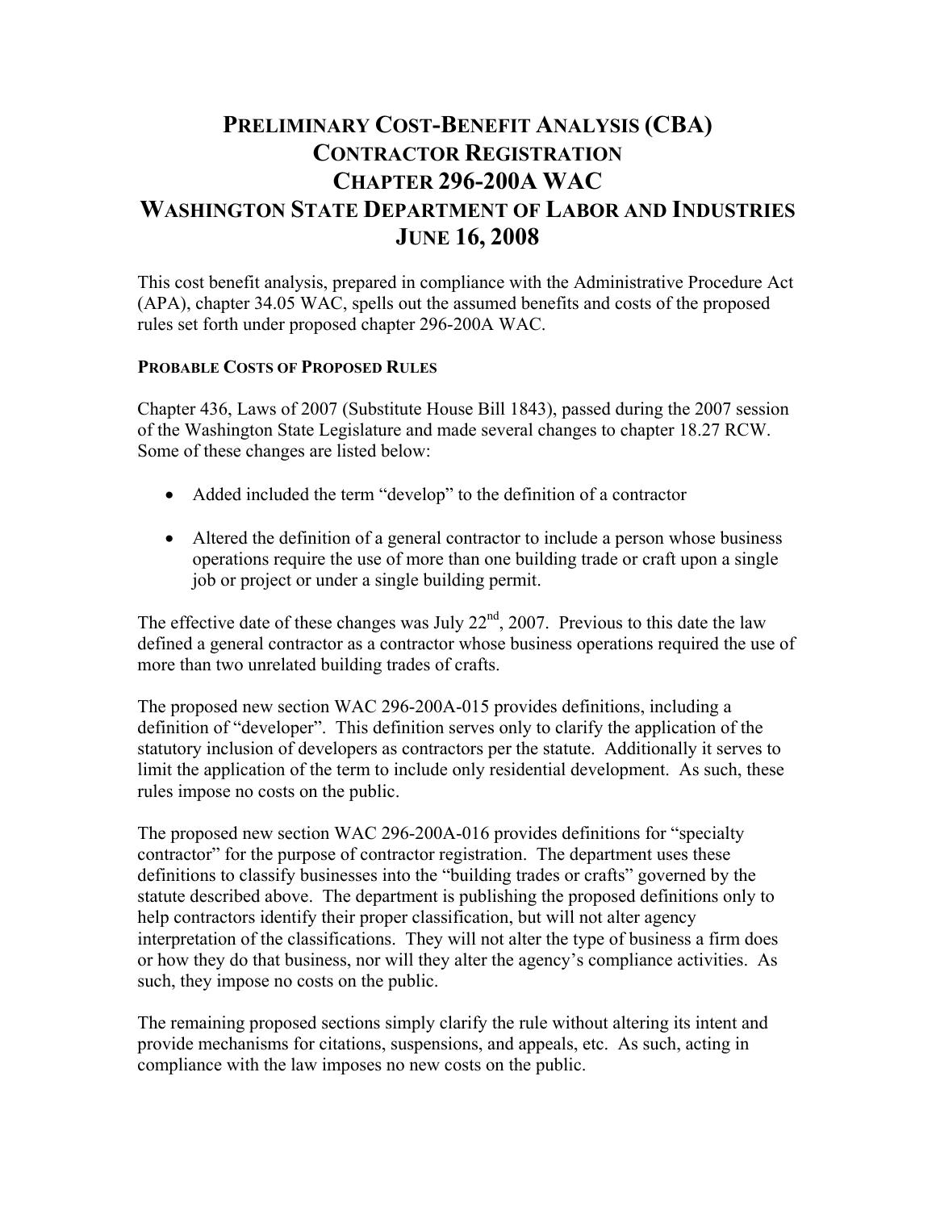# Preliminary Cost-Benefit Analysis (CBA)
# Contractor Registration
# Chapter 296-200A WAC
# Washington State Department of Labor and Industries
# June 16, 2008

This cost benefit analysis, prepared in compliance with the Administrative Procedure Act (APA), chapter 34.05 WAC, spells out the assumed benefits and costs of the proposed rules set forth under proposed chapter 296-200A WAC.

## Probable Costs of Proposed Rules

Chapter 436, Laws of 2007 (Substitute House Bill 1843), passed during the 2007 session of the Washington State Legislature and made several changes to chapter 18.27 RCW. Some of these changes are listed below:

- Added included the term "develop" to the definition of a contractor
- Altered the definition of a general contractor to include a person whose business operations require the use of more than one building trade or craft upon a single job or project or under a single building permit.

The effective date of these changes was July 22nd, 2007. Previous to this date the law defined a general contractor as a contractor whose business operations required the use of more than two unrelated building trades of crafts.

The proposed new section WAC 296-200A-015 provides definitions, including a definition of "developer". This definition serves only to clarify the application of the statutory inclusion of developers as contractors per the statute. Additionally it serves to limit the application of the term to include only residential development. As such, these rules impose no costs on the public.

The proposed new section WAC 296-200A-016 provides definitions for "specialty contractor" for the purpose of contractor registration. The department uses these definitions to classify businesses into the "building trades or crafts" governed by the statute described above. The department is publishing the proposed definitions only to help contractors identify their proper classification, but will not alter agency interpretation of the classifications. They will not alter the type of business a firm does or how they do that business, nor will they alter the agency's compliance activities. As such, they impose no costs on the public.

The remaining proposed sections simply clarify the rule without altering its intent and provide mechanisms for citations, suspensions, and appeals, etc. As such, acting in compliance with the law imposes no new costs on the public.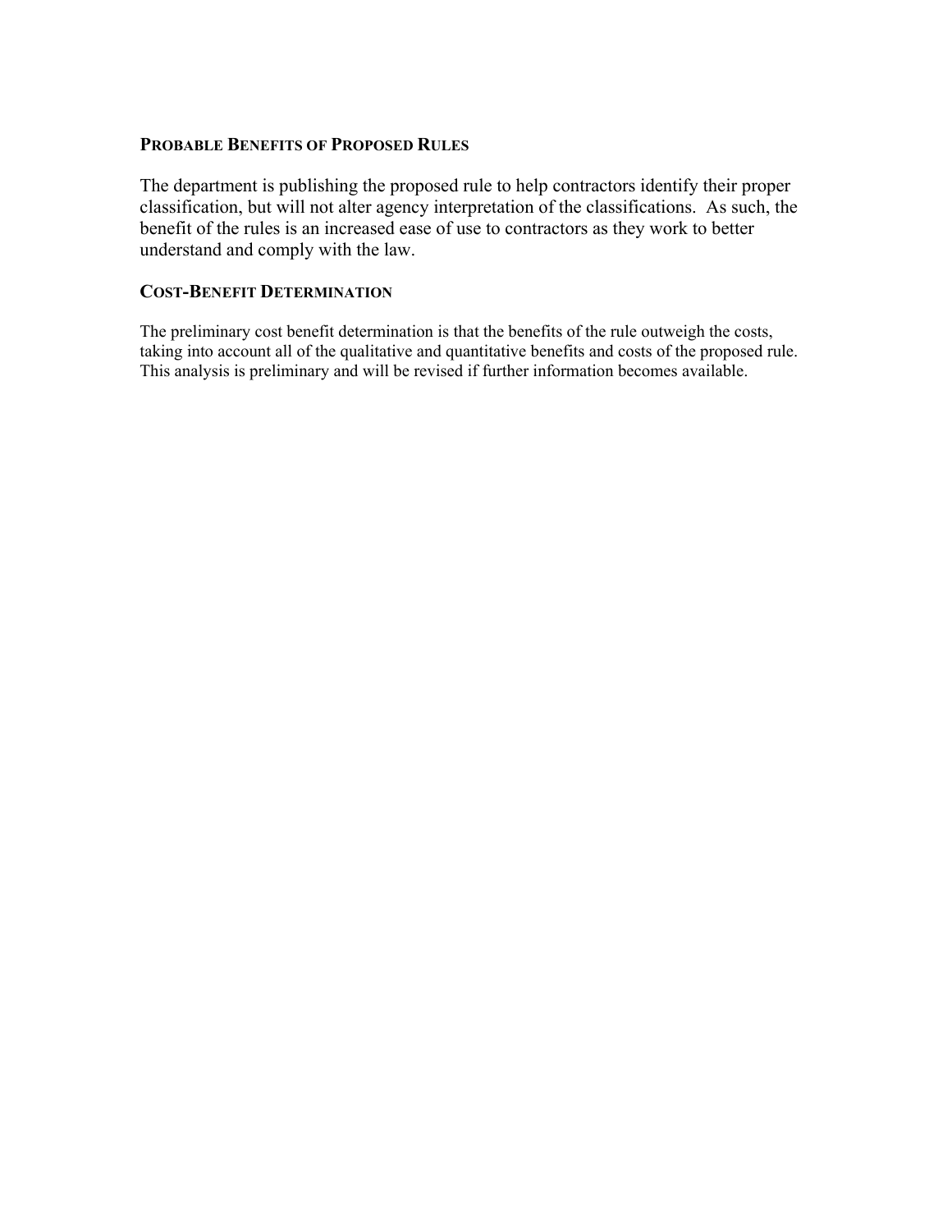## PROBABLE BENEFITS OF PROPOSED RULES

The department is publishing the proposed rule to help contractors identify their proper classification, but will not alter agency interpretation of the classifications. As such, the benefit of the rules is an increased ease of use to contractors as they work to better understand and comply with the law.

## COST-BENEFIT DETERMINATION

The preliminary cost benefit determination is that the benefits of the rule outweigh the costs, taking into account all of the qualitative and quantitative benefits and costs of the proposed rule. This analysis is preliminary and will be revised if further information becomes available.